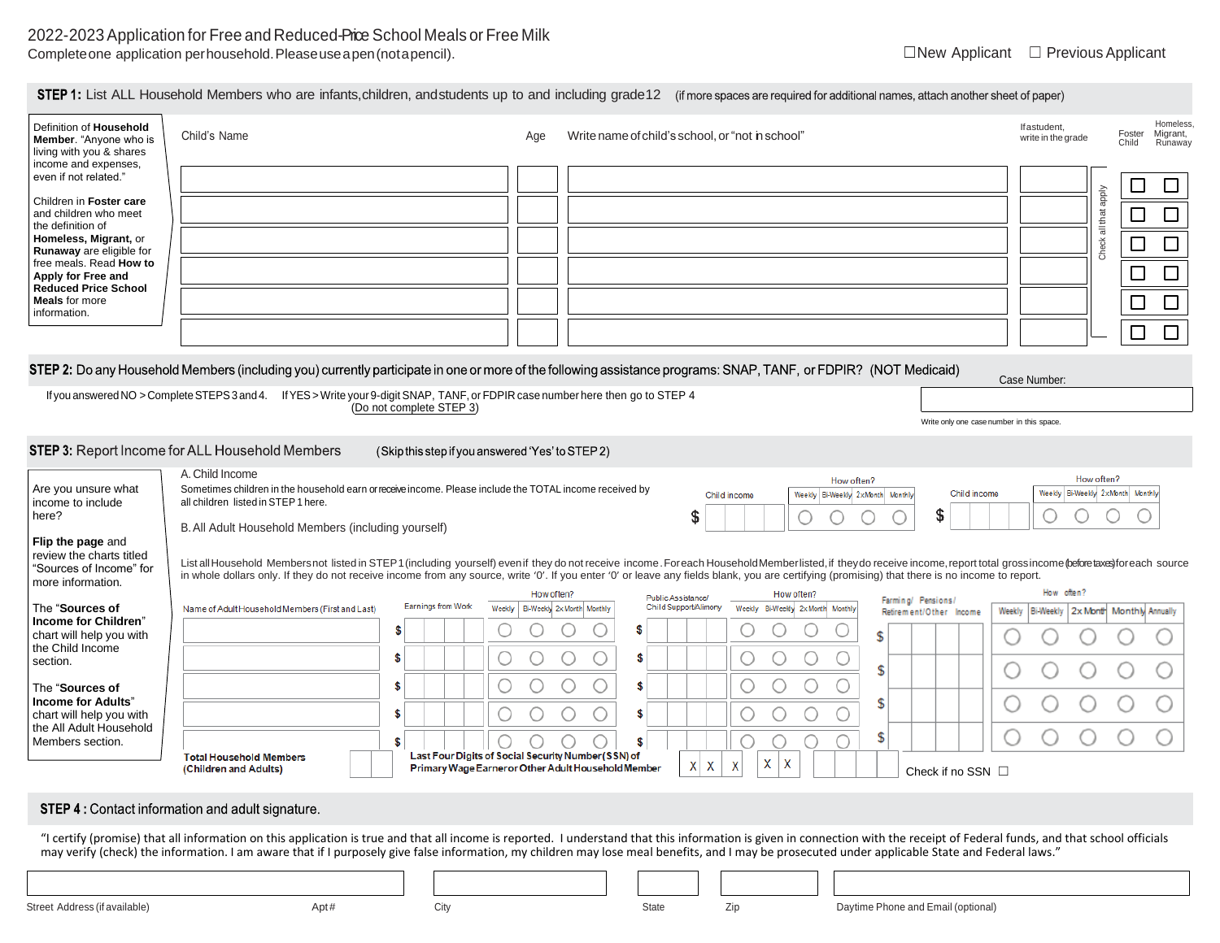# 2022-2023 Application for Free and Reduced-Price School Meals or Free Milk

Complete one application per household. Please use a pen (not a pencil).

☐ New Applicant ☐ Previous Applicant

## STEP 1: List ALL Household Members who are infants, children, and students up to and including grade 12 (if more spaces are required for additional names, attach another sheet of paper)

Definition of **Household Member**. "Anyone who is living with you & shares income and expenses, even if not related."

Children in **Foster care** and children who meet the definition of **Homeless, Migrant,** or **Runaway** are eligible for free meals. Read **How to Apply for Free and Reduced Price School Meals** for more information.

| Child's Name | Age | Write name of child's school, or "not in school" | If a student, write in the grade | Foster Child | Homeless, Migrant, Runaway |
|---|---|---|---|---|---|
| | | | | ☐ | ☐ |
| | | | | ☐ | ☐ |
| | | | | ☐ | ☐ |
| | | | | ☐ | ☐ |
| | | | | ☐ | ☐ |
| | | | | ☐ | ☐ |

Check all that apply

## STEP 2: Do any Household Members (including you) currently participate in one or more of the following assistance programs: SNAP, TANF, or FDPIR? (NOT Medicaid)

If you answered NO > Complete STEPS 3 and 4. If YES > Write your 9-digit SNAP, TANF, or FDPIR case number here then go to STEP 4 (Do not complete STEP 3)

Case Number: ____________

Write only one case number in this space.

## STEP 3: Report Income for ALL Household Members (Skip this step if you answered 'Yes' to STEP 2)

Are you unsure what income to include here?

**Flip the page** and review the charts titled "Sources of Income" for more information.

The "**Sources of Income for Children**" chart will help you with the Child Income section.

The "**Sources of Income for Adults**" chart will help you with the All Adult Household Members section.

A. Child Income

Sometimes children in the household earn or receive income. Please include the TOTAL income received by all children listed in STEP 1 here.

| Child income | How often? Weekly | Bi-Weekly | 2x Month | Monthly |
|---|---|---|---|---|
| $ | ○ | ○ | ○ | ○ |
| $ | ○ | ○ | ○ | ○ |

B. All Adult Household Members (including yourself)

List all Household Members not listed in STEP 1 (including yourself) even if they do not receive income. For each Household Member listed, if they do receive income, report total gross income (before taxes) for each source in whole dollars only. If they do not receive income from any source, write '0'. If you enter '0' or leave any fields blank, you are certifying (promising) that there is no income to report.

| Name of Adult Household Members (First and Last) | Earnings from Work | Weekly | Bi-Weekly | 2x Month | Monthly | Public Assistance/ Child Support/Alimony | Weekly | Bi-Weekly | 2x Month | Monthly | Farming/ Pensions/ Retirement/Other Income | Weekly | Bi-Weekly | 2x Month | Monthly | Annually |
|---|---|---|---|---|---|---|---|---|---|---|---|---|---|---|---|---|
| | $ | ○ | ○ | ○ | ○ | $ | ○ | ○ | ○ | ○ | $ | ○ | ○ | ○ | ○ | ○ |
| | $ | ○ | ○ | ○ | ○ | $ | ○ | ○ | ○ | ○ | $ | ○ | ○ | ○ | ○ | ○ |
| | $ | ○ | ○ | ○ | ○ | $ | ○ | ○ | ○ | ○ | $ | ○ | ○ | ○ | ○ | ○ |
| | $ | ○ | ○ | ○ | ○ | $ | ○ | ○ | ○ | ○ | $ | ○ | ○ | ○ | ○ | ○ |
| | $ | ○ | ○ | ○ | ○ | $ | ○ | ○ | ○ | ○ | | | | | | |

**Total Household Members (Children and Adults)** ____

**Last Four Digits of Social Security Number (SSN) of Primary Wage Earner or Other Adult Household Member** X X X - X X - ____

Check if no SSN ☐

## STEP 4 : Contact information and adult signature.

"I certify (promise) that all information on this application is true and that all income is reported. I understand that this information is given in connection with the receipt of Federal funds, and that school officials may verify (check) the information. I am aware that if I purposely give false information, my children may lose meal benefits, and I may be prosecuted under applicable State and Federal laws."

| Street Address (if available) | Apt # | City | State | Zip | Daytime Phone and Email (optional) |
|---|---|---|---|---|---|
| | | | | | |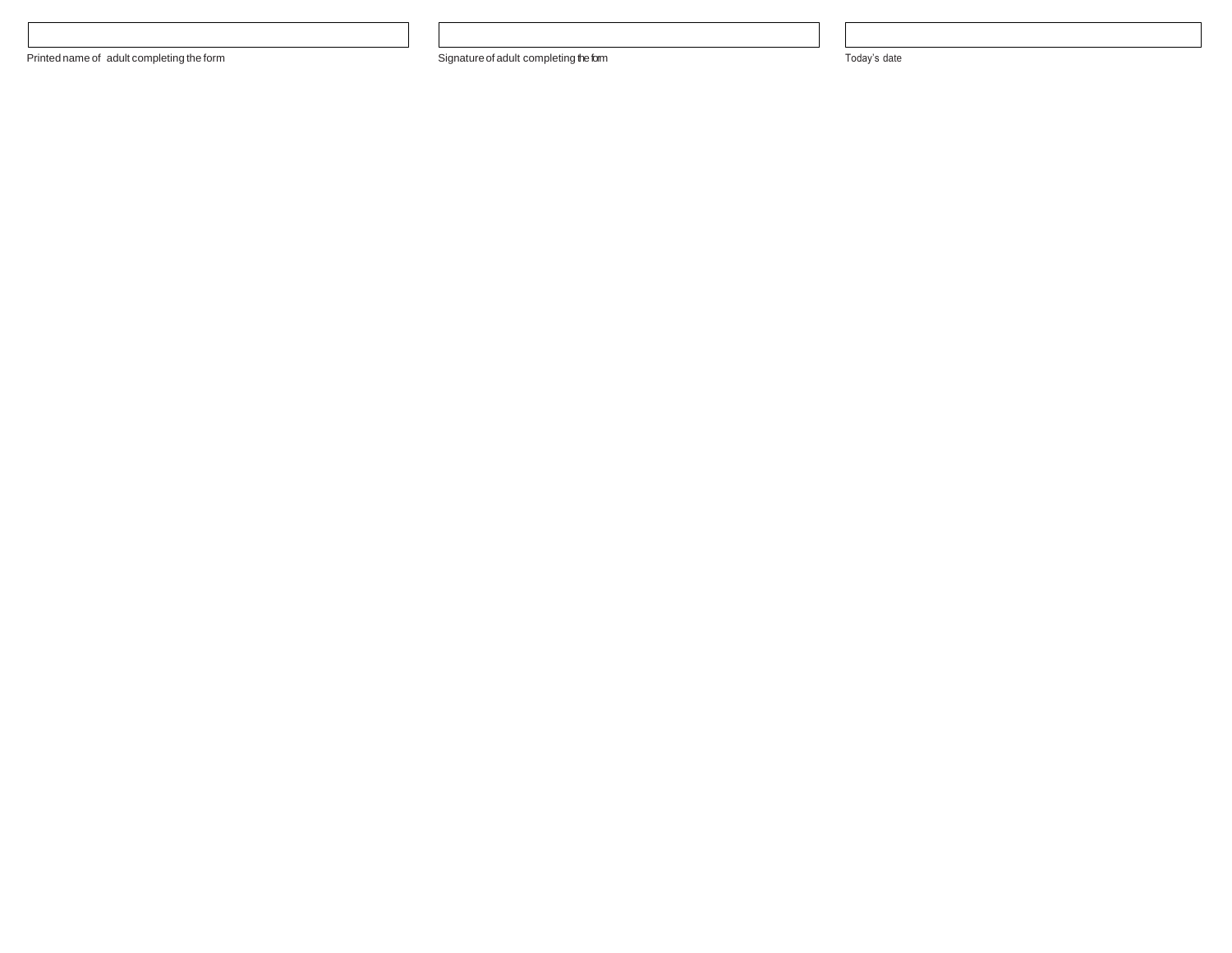| | | |
|---|---|---|
| | | |
| Printed name of adult completing the form | Signature of adult completing the form | Today's date |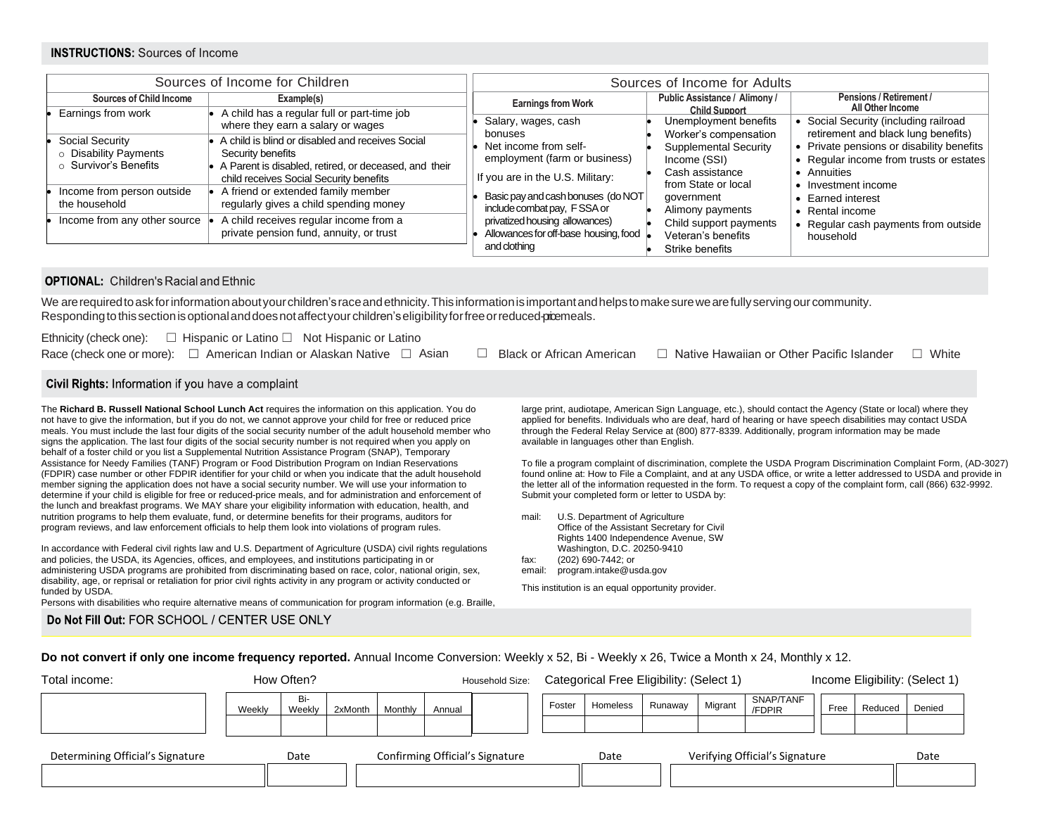## INSTRUCTIONS: Sources of Income

| Sources of Income for Children | |
|---|---|
| **Sources of Child Income** | **Example(s)** |
| • Earnings from work | • A child has a regular full or part-time job where they earn a salary or wages |
| • Social Security<br>○ Disability Payments<br>○ Survivor's Benefits | • A child is blind or disabled and receives Social Security benefits<br>• A Parent is disabled, retired, or deceased, and their child receives Social Security benefits |
| • Income from person outside the household | • A friend or extended family member regularly gives a child spending money |
| • Income from any other source | • A child receives regular income from a private pension fund, annuity, or trust |

| Sources of Income for Adults | | |
|---|---|---|
| **Earnings from Work** | **Public Assistance / Alimony / Child Support** | **Pensions / Retirement / All Other Income** |
| • Salary, wages, cash bonuses<br>• Net income from self-employment (farm or business)<br>If you are in the U.S. Military:<br>• Basic pay and cash bonuses (do NOT include combat pay, FSSA or privatized housing allowances)<br>• Allowances for off-base housing, food and clothing | • Unemployment benefits<br>• Worker's compensation<br>• Supplemental Security Income (SSI)<br>• Cash assistance from State or local government<br>• Alimony payments<br>• Child support payments<br>• Veteran's benefits<br>• Strike benefits | • Social Security (including railroad retirement and black lung benefits)<br>• Private pensions or disability benefits<br>• Regular income from trusts or estates<br>• Annuities<br>• Investment income<br>• Earned interest<br>• Rental income<br>• Regular cash payments from outside household |

## OPTIONAL: Children's Racial and Ethnic

We are required to ask for information about your children's race and ethnicity. This information is important and helps to make sure we are fully serving our community. Responding to this section is optional and does not affect your children's eligibility for free or reduced-price meals.

Ethnicity (check one): ☐ Hispanic or Latino ☐ Not Hispanic or Latino

Race (check one or more): ☐ American Indian or Alaskan Native ☐ Asian ☐ Black or African American ☐ Native Hawaiian or Other Pacific Islander ☐ White

## Civil Rights: Information if you have a complaint

The **Richard B. Russell National School Lunch Act** requires the information on this application. You do not have to give the information, but if you do not, we cannot approve your child for free or reduced price meals. You must include the last four digits of the social security number of the adult household member who signs the application. The last four digits of the social security number is not required when you apply on behalf of a foster child or you list a Supplemental Nutrition Assistance Program (SNAP), Temporary Assistance for Needy Families (TANF) Program or Food Distribution Program on Indian Reservations (FDPIR) case number or other FDPIR identifier for your child or when you indicate that the adult household member signing the application does not have a social security number. We will use your information to determine if your child is eligible for free or reduced-price meals, and for administration and enforcement of the lunch and breakfast programs. We MAY share your eligibility information with education, health, and nutrition programs to help them evaluate, fund, or determine benefits for their programs, auditors for program reviews, and law enforcement officials to help them look into violations of program rules.

In accordance with Federal civil rights law and U.S. Department of Agriculture (USDA) civil rights regulations and policies, the USDA, its Agencies, offices, and employees, and institutions participating in or administering USDA programs are prohibited from discriminating based on race, color, national origin, sex, disability, age, or reprisal or retaliation for prior civil rights activity in any program or activity conducted or funded by USDA.

Persons with disabilities who require alternative means of communication for program information (e.g. Braille, large print, audiotape, American Sign Language, etc.), should contact the Agency (State or local) where they applied for benefits. Individuals who are deaf, hard of hearing or have speech disabilities may contact USDA through the Federal Relay Service at (800) 877-8339. Additionally, program information may be made available in languages other than English.

To file a program complaint of discrimination, complete the USDA Program Discrimination Complaint Form, (AD-3027) found online at: How to File a Complaint, and at any USDA office, or write a letter addressed to USDA and provide in the letter all of the information requested in the form. To request a copy of the complaint form, call (866) 632-9992. Submit your completed form or letter to USDA by:

mail: U.S. Department of Agriculture
Office of the Assistant Secretary for Civil Rights 1400 Independence Avenue, SW
Washington, D.C. 20250-9410
fax: (202) 690-7442; or
email: program.intake@usda.gov

This institution is an equal opportunity provider.

## Do Not Fill Out: FOR SCHOOL / CENTER USE ONLY

**Do not convert if only one income frequency reported.** Annual Income Conversion: Weekly x 52, Bi - Weekly x 26, Twice a Month x 24, Monthly x 12.

Total income:

| How Often? | | | | |
|---|---|---|---|---|
| Weekly | Bi-Weekly | 2xMonth | Monthly | Annual |
| | | | | |

Household Size:

| Categorical Free Eligibility: (Select 1) | | | | |
|---|---|---|---|---|
| Foster | Homeless | Runaway | Migrant | SNAP/TANF /FDPIR |
| | | | | |

| Income Eligibility: (Select 1) | | |
|---|---|---|
| Free | Reduced | Denied |
| | | |

| Determining Official's Signature | Date | Confirming Official's Signature | Date | Verifying Official's Signature | Date |
|---|---|---|---|---|---|
| | | | | | |